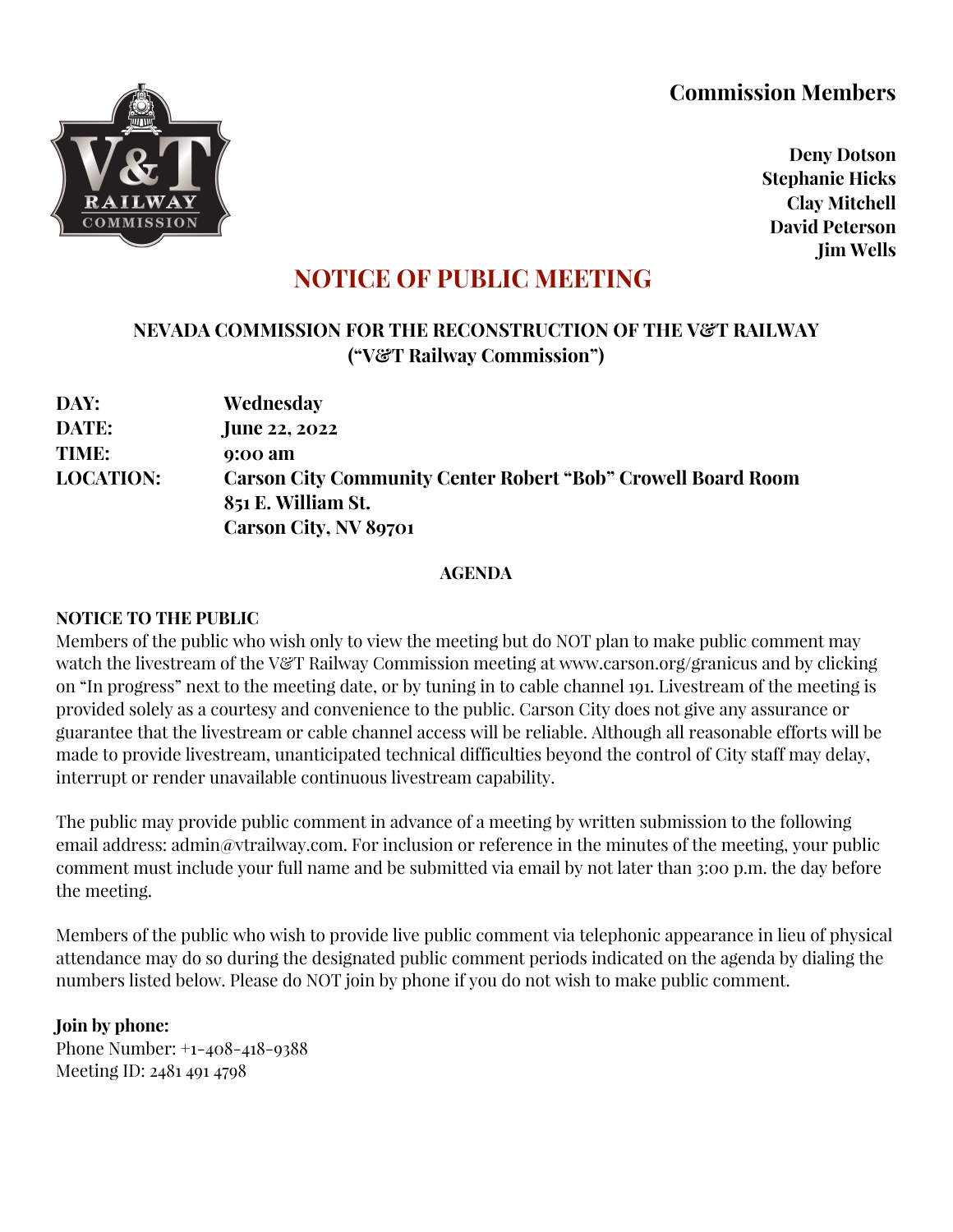**Commission Members**

**Deny Dotson**
**Stephanie Hicks**
**Clay Mitchell**
**David Peterson**
**Jim Wells**

# NOTICE OF PUBLIC MEETING

## NEVADA COMMISSION FOR THE RECONSTRUCTION OF THE V&T RAILWAY ("V&T Railway Commission")

| | |
|---|---|
| **DAY:** | **Wednesday** |
| **DATE:** | **June 22, 2022** |
| **TIME:** | **9:00 am** |
| **LOCATION:** | **Carson City Community Center Robert "Bob" Crowell Board Room**<br>**851 E. William St.**<br>**Carson City, NV 89701** |

### AGENDA

**NOTICE TO THE PUBLIC**

Members of the public who wish only to view the meeting but do NOT plan to make public comment may watch the livestream of the V&T Railway Commission meeting at www.carson.org/granicus and by clicking on "In progress" next to the meeting date, or by tuning in to cable channel 191. Livestream of the meeting is provided solely as a courtesy and convenience to the public. Carson City does not give any assurance or guarantee that the livestream or cable channel access will be reliable. Although all reasonable efforts will be made to provide livestream, unanticipated technical difficulties beyond the control of City staff may delay, interrupt or render unavailable continuous livestream capability.

The public may provide public comment in advance of a meeting by written submission to the following email address: admin@vtrailway.com. For inclusion or reference in the minutes of the meeting, your public comment must include your full name and be submitted via email by not later than 3:00 p.m. the day before the meeting.

Members of the public who wish to provide live public comment via telephonic appearance in lieu of physical attendance may do so during the designated public comment periods indicated on the agenda by dialing the numbers listed below. Please do NOT join by phone if you do not wish to make public comment.

**Join by phone:**
Phone Number: +1-408-418-9388
Meeting ID: 2481 491 4798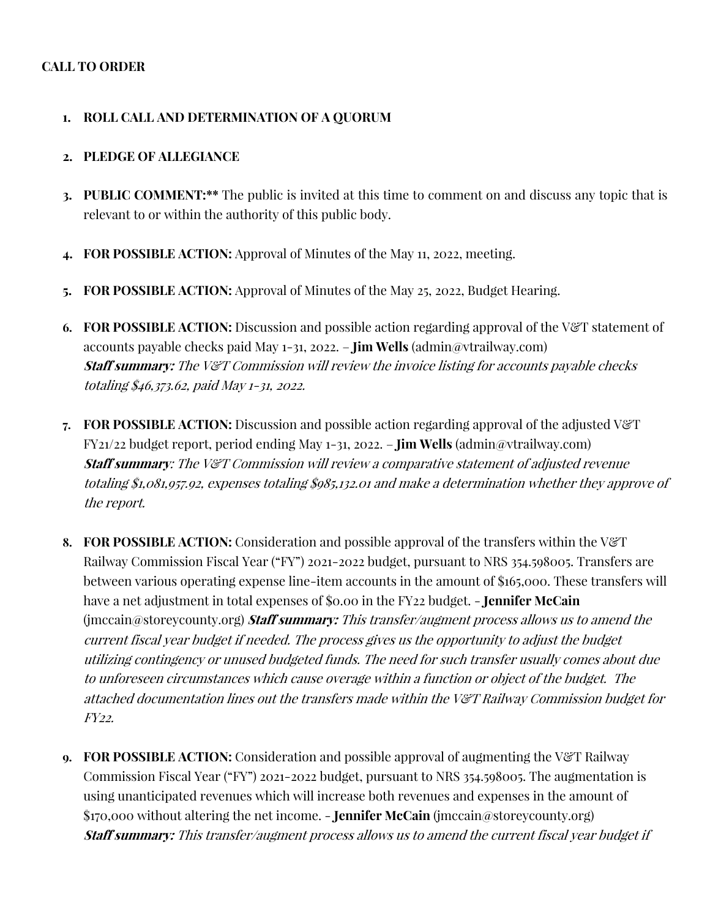**CALL TO ORDER**

1. **ROLL CALL AND DETERMINATION OF A QUORUM**

2. **PLEDGE OF ALLEGIANCE**

3. **PUBLIC COMMENT:**** The public is invited at this time to comment on and discuss any topic that is relevant to or within the authority of this public body.

4. **FOR POSSIBLE ACTION:** Approval of Minutes of the May 11, 2022, meeting.

5. **FOR POSSIBLE ACTION:** Approval of Minutes of the May 25, 2022, Budget Hearing.

6. **FOR POSSIBLE ACTION:** Discussion and possible action regarding approval of the V&T statement of accounts payable checks paid May 1-31, 2022. – **Jim Wells** (admin@vtrailway.com)
   ***Staff summary:*** *The V&T Commission will review the invoice listing for accounts payable checks totaling $46,373.62, paid May 1-31, 2022.*

7. **FOR POSSIBLE ACTION:** Discussion and possible action regarding approval of the adjusted V&T FY21/22 budget report, period ending May 1-31, 2022. – **Jim Wells** (admin@vtrailway.com)
   ***Staff summary****: The V&T Commission will review a comparative statement of adjusted revenue totaling $1,081,957.92, expenses totaling $985,132.01 and make a determination whether they approve of the report.*

8. **FOR POSSIBLE ACTION:** Consideration and possible approval of the transfers within the V&T Railway Commission Fiscal Year ("FY") 2021-2022 budget, pursuant to NRS 354.598005. Transfers are between various operating expense line-item accounts in the amount of $165,000. These transfers will have a net adjustment in total expenses of $0.00 in the FY22 budget. - **Jennifer McCain** (jmccain@storeycounty.org) ***Staff summary:*** *This transfer/augment process allows us to amend the current fiscal year budget if needed. The process gives us the opportunity to adjust the budget utilizing contingency or unused budgeted funds. The need for such transfer usually comes about due to unforeseen circumstances which cause overage within a function or object of the budget. The attached documentation lines out the transfers made within the V&T Railway Commission budget for FY22.*

9. **FOR POSSIBLE ACTION:** Consideration and possible approval of augmenting the V&T Railway Commission Fiscal Year ("FY") 2021-2022 budget, pursuant to NRS 354.598005. The augmentation is using unanticipated revenues which will increase both revenues and expenses in the amount of $170,000 without altering the net income. - **Jennifer McCain** (jmccain@storeycounty.org)
   ***Staff summary:*** *This transfer/augment process allows us to amend the current fiscal year budget if*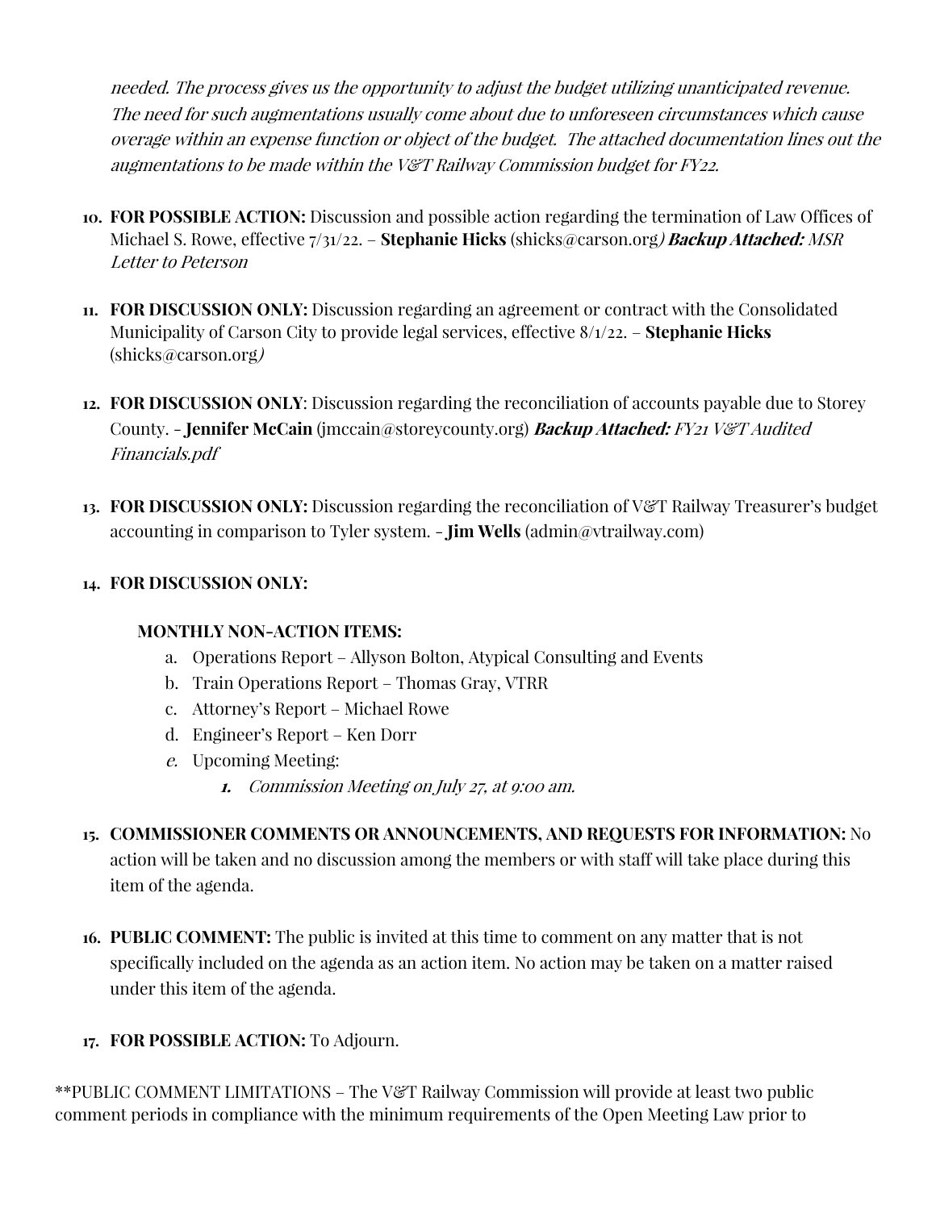*needed. The process gives us the opportunity to adjust the budget utilizing unanticipated revenue. The need for such augmentations usually come about due to unforeseen circumstances which cause overage within an expense function or object of the budget. The attached documentation lines out the augmentations to be made within the V&T Railway Commission budget for FY22.*

10. **FOR POSSIBLE ACTION:** Discussion and possible action regarding the termination of Law Offices of Michael S. Rowe, effective 7/31/22. – **Stephanie Hicks** (shicks@carson.org*)* ***Backup Attached:*** *MSR Letter to Peterson*

11. **FOR DISCUSSION ONLY:** Discussion regarding an agreement or contract with the Consolidated Municipality of Carson City to provide legal services, effective 8/1/22. – **Stephanie Hicks** (shicks@carson.org*)*

12. **FOR DISCUSSION ONLY**: Discussion regarding the reconciliation of accounts payable due to Storey County. - **Jennifer McCain** (jmccain@storeycounty.org) ***Backup Attached:*** *FY21 V&T Audited Financials.pdf*

13. **FOR DISCUSSION ONLY:** Discussion regarding the reconciliation of V&T Railway Treasurer's budget accounting in comparison to Tyler system. - **Jim Wells** (admin@vtrailway.com)

14. **FOR DISCUSSION ONLY:**

    **MONTHLY NON-ACTION ITEMS:**

    a. Operations Report – Allyson Bolton, Atypical Consulting and Events
    b. Train Operations Report – Thomas Gray, VTRR
    c. Attorney's Report – Michael Rowe
    d. Engineer's Report – Ken Dorr
    *e.* Upcoming Meeting:
        ***1.*** *Commission Meeting on July 27, at 9:00 am.*

15. **COMMISSIONER COMMENTS OR ANNOUNCEMENTS, AND REQUESTS FOR INFORMATION:** No action will be taken and no discussion among the members or with staff will take place during this item of the agenda.

16. **PUBLIC COMMENT:** The public is invited at this time to comment on any matter that is not specifically included on the agenda as an action item. No action may be taken on a matter raised under this item of the agenda.

17. **FOR POSSIBLE ACTION:** To Adjourn.

**PUBLIC COMMENT LIMITATIONS – The V&T Railway Commission will provide at least two public comment periods in compliance with the minimum requirements of the Open Meeting Law prior to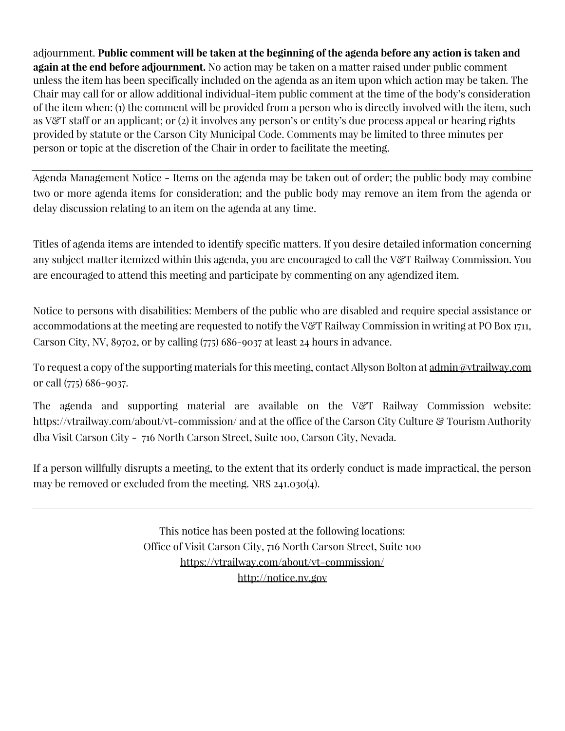adjournment. **Public comment will be taken at the beginning of the agenda before any action is taken and again at the end before adjournment.** No action may be taken on a matter raised under public comment unless the item has been specifically included on the agenda as an item upon which action may be taken. The Chair may call for or allow additional individual-item public comment at the time of the body's consideration of the item when: (1) the comment will be provided from a person who is directly involved with the item, such as V&T staff or an applicant; or (2) it involves any person's or entity's due process appeal or hearing rights provided by statute or the Carson City Municipal Code. Comments may be limited to three minutes per person or topic at the discretion of the Chair in order to facilitate the meeting.

---

Agenda Management Notice - Items on the agenda may be taken out of order; the public body may combine two or more agenda items for consideration; and the public body may remove an item from the agenda or delay discussion relating to an item on the agenda at any time.

Titles of agenda items are intended to identify specific matters. If you desire detailed information concerning any subject matter itemized within this agenda, you are encouraged to call the V&T Railway Commission. You are encouraged to attend this meeting and participate by commenting on any agendized item.

Notice to persons with disabilities: Members of the public who are disabled and require special assistance or accommodations at the meeting are requested to notify the V&T Railway Commission in writing at PO Box 1711, Carson City, NV, 89702, or by calling (775) 686-9037 at least 24 hours in advance.

To request a copy of the supporting materials for this meeting, contact Allyson Bolton at admin@vtrailway.com or call (775) 686-9037.

The agenda and supporting material are available on the V&T Railway Commission website: https://vtrailway.com/about/vt-commission/ and at the office of the Carson City Culture & Tourism Authority dba Visit Carson City - 716 North Carson Street, Suite 100, Carson City, Nevada.

If a person willfully disrupts a meeting, to the extent that its orderly conduct is made impractical, the person may be removed or excluded from the meeting. NRS 241.030(4).

---

This notice has been posted at the following locations:
Office of Visit Carson City, 716 North Carson Street, Suite 100
https://vtrailway.com/about/vt-commission/
http://notice.nv.gov